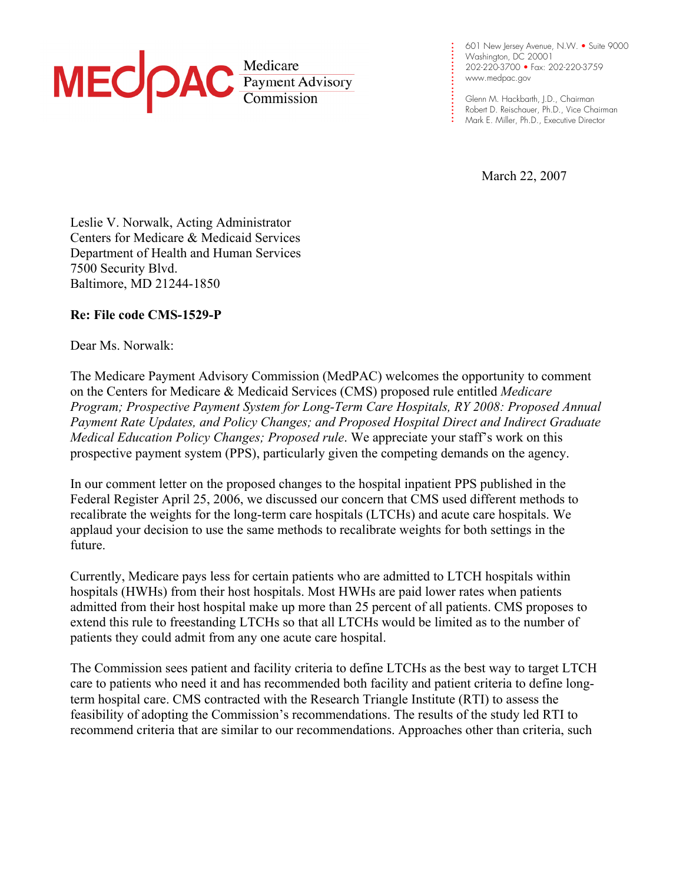**MEDPAC** Medicare Payment Advisory Commission

601 New Jersey Avenue, N.W. • Suite 9000
Washington, DC 20001
202-220-3700 • Fax: 202-220-3759
www.medpac.gov

Glenn M. Hackbarth, J.D., Chairman
Robert D. Reischauer, Ph.D., Vice Chairman
Mark E. Miller, Ph.D., Executive Director

March 22, 2007

Leslie V. Norwalk, Acting Administrator
Centers for Medicare & Medicaid Services
Department of Health and Human Services
7500 Security Blvd.
Baltimore, MD 21244-1850

**Re: File code CMS-1529-P**

Dear Ms. Norwalk:

The Medicare Payment Advisory Commission (MedPAC) welcomes the opportunity to comment on the Centers for Medicare & Medicaid Services (CMS) proposed rule entitled *Medicare Program; Prospective Payment System for Long-Term Care Hospitals, RY 2008: Proposed Annual Payment Rate Updates, and Policy Changes; and Proposed Hospital Direct and Indirect Graduate Medical Education Policy Changes; Proposed rule*. We appreciate your staff's work on this prospective payment system (PPS), particularly given the competing demands on the agency.

In our comment letter on the proposed changes to the hospital inpatient PPS published in the Federal Register April 25, 2006, we discussed our concern that CMS used different methods to recalibrate the weights for the long-term care hospitals (LTCHs) and acute care hospitals. We applaud your decision to use the same methods to recalibrate weights for both settings in the future.

Currently, Medicare pays less for certain patients who are admitted to LTCH hospitals within hospitals (HWHs) from their host hospitals. Most HWHs are paid lower rates when patients admitted from their host hospital make up more than 25 percent of all patients. CMS proposes to extend this rule to freestanding LTCHs so that all LTCHs would be limited as to the number of patients they could admit from any one acute care hospital.

The Commission sees patient and facility criteria to define LTCHs as the best way to target LTCH care to patients who need it and has recommended both facility and patient criteria to define long-term hospital care. CMS contracted with the Research Triangle Institute (RTI) to assess the feasibility of adopting the Commission's recommendations. The results of the study led RTI to recommend criteria that are similar to our recommendations. Approaches other than criteria, such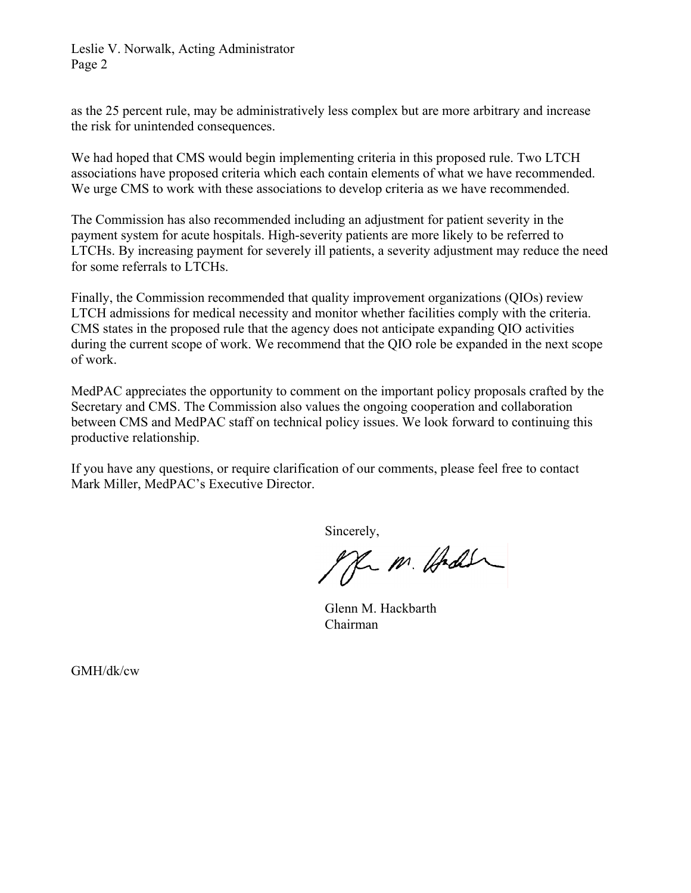as the 25 percent rule, may be administratively less complex but are more arbitrary and increase the risk for unintended consequences.

We had hoped that CMS would begin implementing criteria in this proposed rule. Two LTCH associations have proposed criteria which each contain elements of what we have recommended. We urge CMS to work with these associations to develop criteria as we have recommended.

The Commission has also recommended including an adjustment for patient severity in the payment system for acute hospitals. High-severity patients are more likely to be referred to LTCHs. By increasing payment for severely ill patients, a severity adjustment may reduce the need for some referrals to LTCHs.

Finally, the Commission recommended that quality improvement organizations (QIOs) review LTCH admissions for medical necessity and monitor whether facilities comply with the criteria. CMS states in the proposed rule that the agency does not anticipate expanding QIO activities during the current scope of work. We recommend that the QIO role be expanded in the next scope of work.

MedPAC appreciates the opportunity to comment on the important policy proposals crafted by the Secretary and CMS. The Commission also values the ongoing cooperation and collaboration between CMS and MedPAC staff on technical policy issues. We look forward to continuing this productive relationship.

If you have any questions, or require clarification of our comments, please feel free to contact Mark Miller, MedPAC's Executive Director.

Sincerely,

Glenn M. Hackbarth
Chairman

GMH/dk/cw